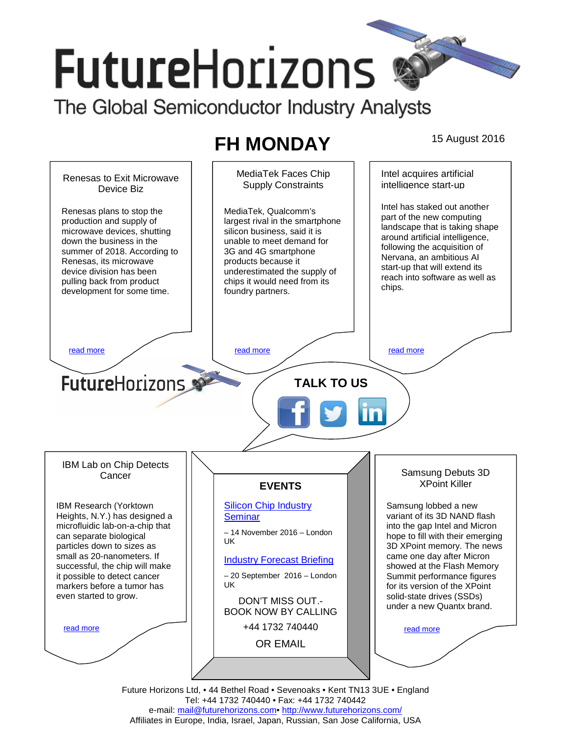# FutureHorizons

The Global Semiconductor Industry Analysts

## FH MONDAY

15 August 2016

### Renesas to Exit Microwave Device Biz

Renesas plans to stop the production and supply of microwave devices, shutting down the business in the summer of 2018. According to Renesas, its microwave device division has been pulling back from product development for some time.

read more

### MediaTek Faces Chip Supply Constraints

MediaTek, Qualcomm's largest rival in the smartphone silicon business, said it is unable to meet demand for 3G and 4G smartphone products because it underestimated the supply of chips it would need from its foundry partners.

read more

### Intel acquires artificial intelligence start-up

Intel has staked out another part of the new computing landscape that is taking shape around artificial intelligence, following the acquisition of Nervana, an ambitious AI start-up that will extend its reach into software as well as chips.

read more

FutureHorizons

**TALK TO US**

### IBM Lab on Chip Detects Cancer

IBM Research (Yorktown Heights, N.Y.) has designed a microfluidic lab-on-a-chip that can separate biological particles down to sizes as small as 20-nanometers. If successful, the chip will make it possible to detect cancer markers before a tumor has even started to grow.

read more

### EVENTS

Silicon Chip Industry Seminar

– 14 November 2016 – London UK

Industry Forecast Briefing

– 20 September 2016 – London UK

DON'T MISS OUT.- BOOK NOW BY CALLING

+44 1732 740440

OR EMAIL

### Samsung Debuts 3D XPoint Killer

Samsung lobbed a new variant of its 3D NAND flash into the gap Intel and Micron hope to fill with their emerging 3D XPoint memory. The news came one day after Micron showed at the Flash Memory Summit performance figures for its version of the XPoint solid-state drives (SSDs) under a new Quantx brand.

read more

Future Horizons Ltd, • 44 Bethel Road • Sevenoaks • Kent TN13 3UE • England
Tel: +44 1732 740440 • Fax: +44 1732 740442
e-mail: mail@futurehorizons.com• http://www.futurehorizons.com/
Affiliates in Europe, India, Israel, Japan, Russian, San Jose California, USA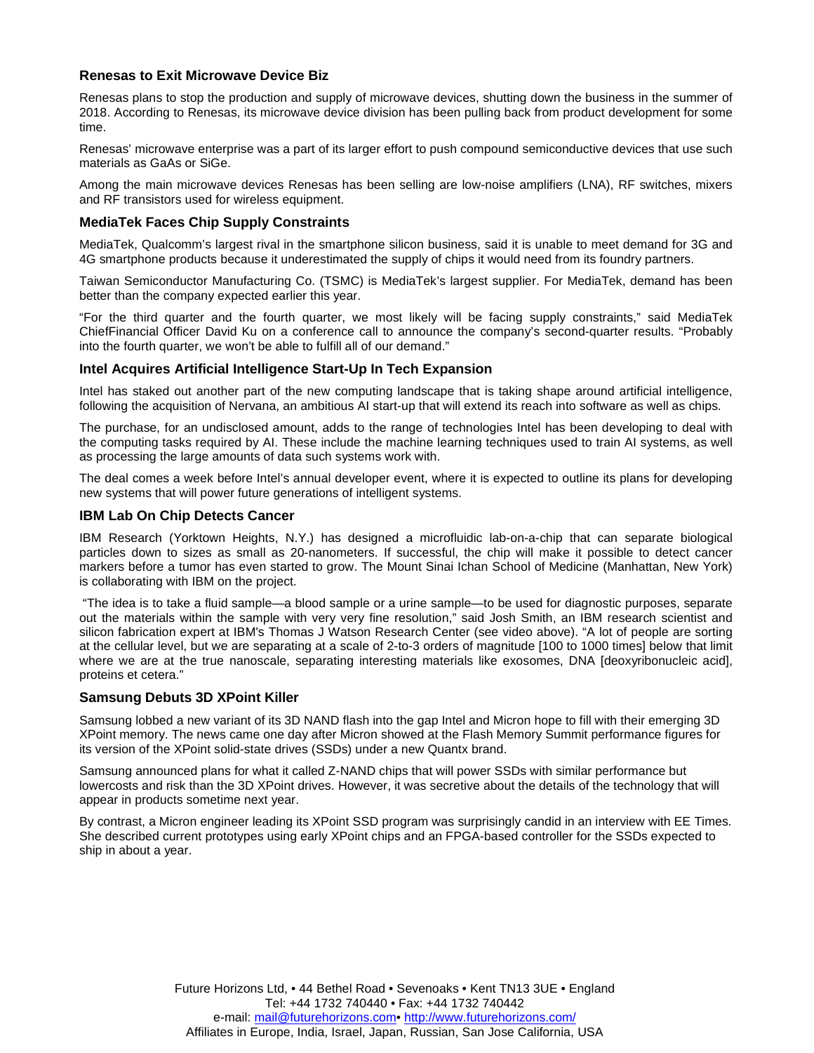### Renesas to Exit Microwave Device Biz

Renesas plans to stop the production and supply of microwave devices, shutting down the business in the summer of 2018. According to Renesas, its microwave device division has been pulling back from product development for some time.

Renesas' microwave enterprise was a part of its larger effort to push compound semiconductive devices that use such materials as GaAs or SiGe.

Among the main microwave devices Renesas has been selling are low-noise amplifiers (LNA), RF switches, mixers and RF transistors used for wireless equipment.

### MediaTek Faces Chip Supply Constraints

MediaTek, Qualcomm's largest rival in the smartphone silicon business, said it is unable to meet demand for 3G and 4G smartphone products because it underestimated the supply of chips it would need from its foundry partners.

Taiwan Semiconductor Manufacturing Co. (TSMC) is MediaTek's largest supplier. For MediaTek, demand has been better than the company expected earlier this year.

"For the third quarter and the fourth quarter, we most likely will be facing supply constraints," said MediaTek ChiefFinancial Officer David Ku on a conference call to announce the company's second-quarter results. "Probably into the fourth quarter, we won't be able to fulfill all of our demand."

### Intel Acquires Artificial Intelligence Start-Up In Tech Expansion

Intel has staked out another part of the new computing landscape that is taking shape around artificial intelligence, following the acquisition of Nervana, an ambitious AI start-up that will extend its reach into software as well as chips.

The purchase, for an undisclosed amount, adds to the range of technologies Intel has been developing to deal with the computing tasks required by AI. These include the machine learning techniques used to train AI systems, as well as processing the large amounts of data such systems work with.

The deal comes a week before Intel's annual developer event, where it is expected to outline its plans for developing new systems that will power future generations of intelligent systems.

### IBM Lab On Chip Detects Cancer

IBM Research (Yorktown Heights, N.Y.) has designed a microfluidic lab-on-a-chip that can separate biological particles down to sizes as small as 20-nanometers. If successful, the chip will make it possible to detect cancer markers before a tumor has even started to grow. The Mount Sinai Ichan School of Medicine (Manhattan, New York) is collaborating with IBM on the project.

"The idea is to take a fluid sample—a blood sample or a urine sample—to be used for diagnostic purposes, separate out the materials within the sample with very very fine resolution," said Josh Smith, an IBM research scientist and silicon fabrication expert at IBM's Thomas J Watson Research Center (see video above). "A lot of people are sorting at the cellular level, but we are separating at a scale of 2-to-3 orders of magnitude [100 to 1000 times] below that limit where we are at the true nanoscale, separating interesting materials like exosomes, DNA [deoxyribonucleic acid], proteins et cetera."

### Samsung Debuts 3D XPoint Killer

Samsung lobbed a new variant of its 3D NAND flash into the gap Intel and Micron hope to fill with their emerging 3D XPoint memory. The news came one day after Micron showed at the Flash Memory Summit performance figures for its version of the XPoint solid-state drives (SSDs) under a new Quantx brand.

Samsung announced plans for what it called Z-NAND chips that will power SSDs with similar performance but lowercosts and risk than the 3D XPoint drives. However, it was secretive about the details of the technology that will appear in products sometime next year.

By contrast, a Micron engineer leading its XPoint SSD program was surprisingly candid in an interview with EE Times. She described current prototypes using early XPoint chips and an FPGA-based controller for the SSDs expected to ship in about a year.